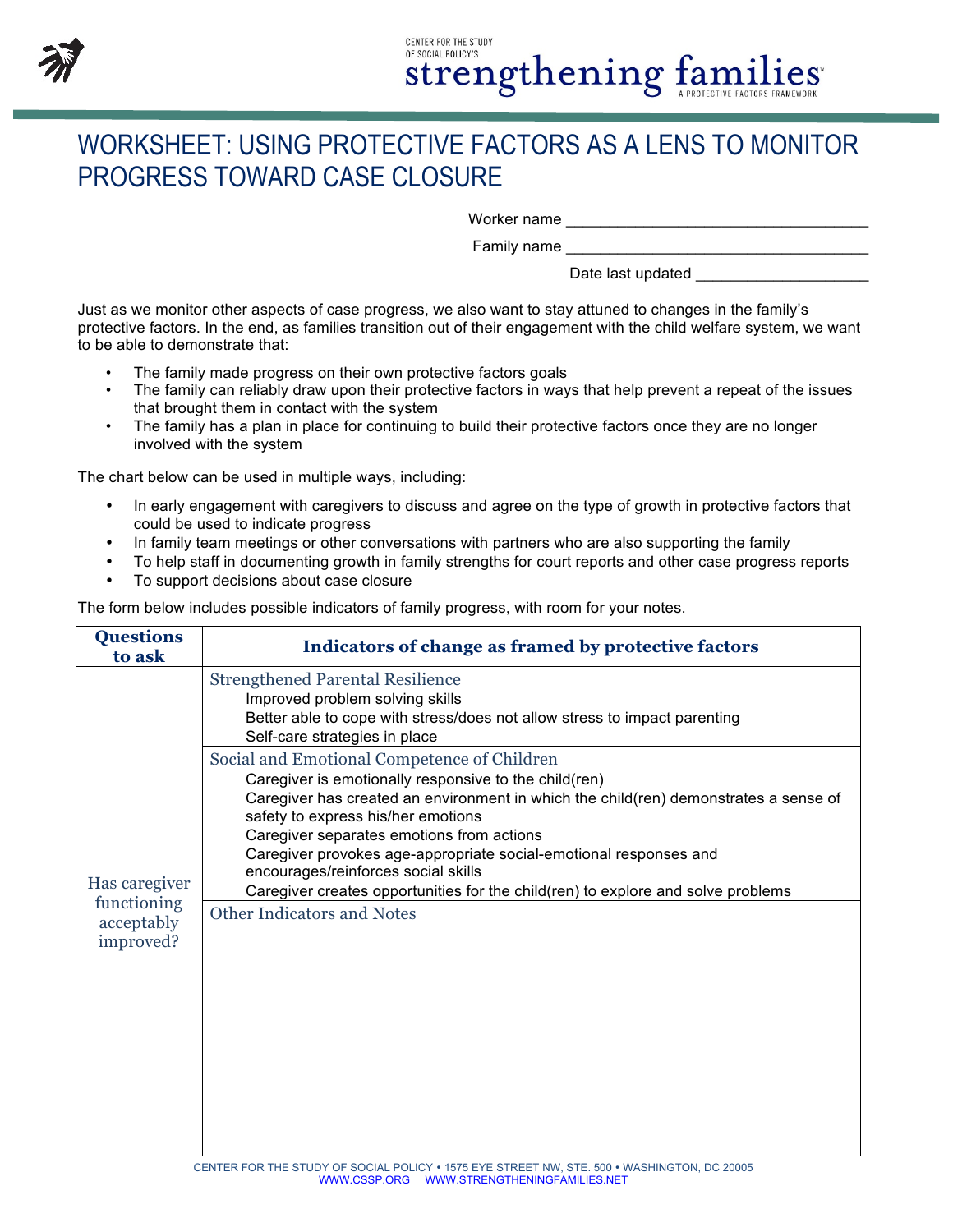CENTER FOR THE STUDY OF SOCIAL POLICY'S
strengthening families
A PROTECTIVE FACTORS FRAMEWORK

# WORKSHEET: USING PROTECTIVE FACTORS AS A LENS TO MONITOR PROGRESS TOWARD CASE CLOSURE

Worker name ___________________________________

Family name ___________________________________

Date last updated ____________________

Just as we monitor other aspects of case progress, we also want to stay attuned to changes in the family's protective factors. In the end, as families transition out of their engagement with the child welfare system, we want to be able to demonstrate that:

- The family made progress on their own protective factors goals
- The family can reliably draw upon their protective factors in ways that help prevent a repeat of the issues that brought them in contact with the system
- The family has a plan in place for continuing to build their protective factors once they are no longer involved with the system

The chart below can be used in multiple ways, including:

- In early engagement with caregivers to discuss and agree on the type of growth in protective factors that could be used to indicate progress
- In family team meetings or other conversations with partners who are also supporting the family
- To help staff in documenting growth in family strengths for court reports and other case progress reports
- To support decisions about case closure

The form below includes possible indicators of family progress, with room for your notes.

| Questions to ask | Indicators of change as framed by protective factors |
|---|---|
| Has caregiver functioning acceptably improved? | **Strengthened Parental Resilience**<br>Improved problem solving skills<br>Better able to cope with stress/does not allow stress to impact parenting<br>Self-care strategies in place |
| | **Social and Emotional Competence of Children**<br>Caregiver is emotionally responsive to the child(ren)<br>Caregiver has created an environment in which the child(ren) demonstrates a sense of safety to express his/her emotions<br>Caregiver separates emotions from actions<br>Caregiver provokes age-appropriate social-emotional responses and encourages/reinforces social skills<br>Caregiver creates opportunities for the child(ren) to explore and solve problems |
| | **Other Indicators and Notes** |

CENTER FOR THE STUDY OF SOCIAL POLICY • 1575 EYE STREET NW, STE. 500 • WASHINGTON, DC 20005
WWW.CSSP.ORG WWW.STRENGTHENINGFAMILIES.NET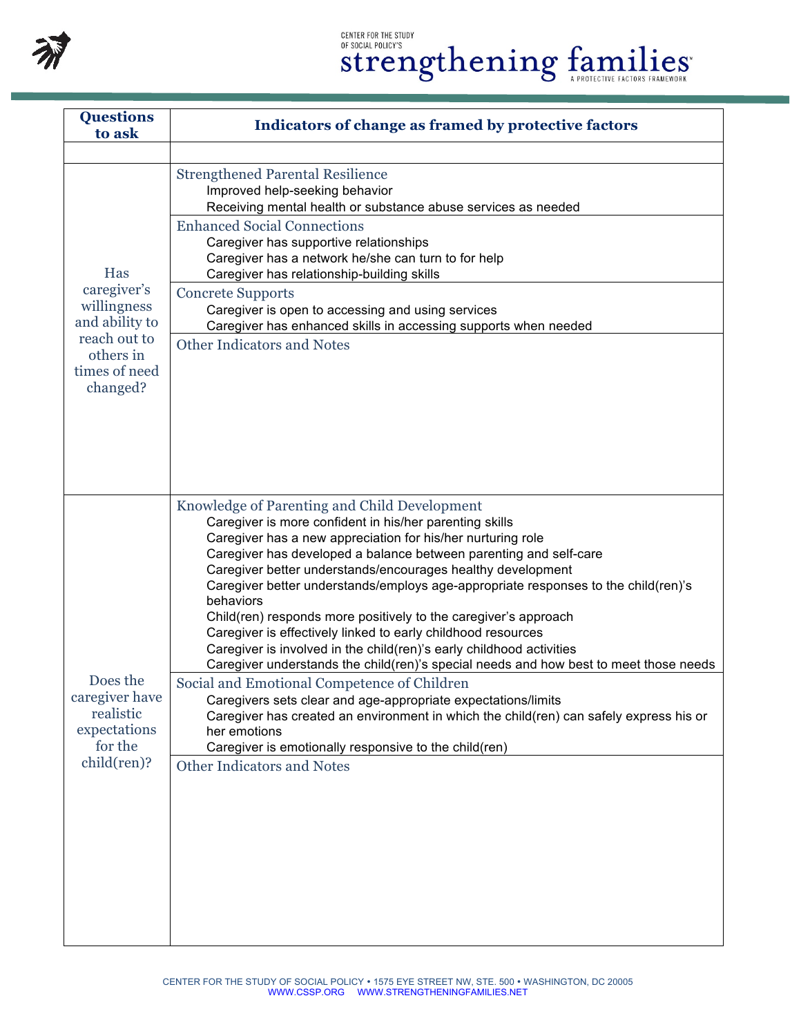| Questions to ask | Indicators of change as framed by protective factors |
| --- | --- |
| | |
| Has caregiver's willingness and ability to reach out to others in times of need changed? | **Strengthened Parental Resilience**<br>Improved help-seeking behavior<br>Receiving mental health or substance abuse services as needed<br><br>**Enhanced Social Connections**<br>Caregiver has supportive relationships<br>Caregiver has a network he/she can turn to for help<br>Caregiver has relationship-building skills<br><br>**Concrete Supports**<br>Caregiver is open to accessing and using services<br>Caregiver has enhanced skills in accessing supports when needed<br><br>**Other Indicators and Notes** |
| Does the caregiver have realistic expectations for the child(ren)? | **Knowledge of Parenting and Child Development**<br>Caregiver is more confident in his/her parenting skills<br>Caregiver has a new appreciation for his/her nurturing role<br>Caregiver has developed a balance between parenting and self-care<br>Caregiver better understands/encourages healthy development<br>Caregiver better understands/employs age-appropriate responses to the child(ren)'s behaviors<br>Child(ren) responds more positively to the caregiver's approach<br>Caregiver is effectively linked to early childhood resources<br>Caregiver is involved in the child(ren)'s early childhood activities<br>Caregiver understands the child(ren)'s special needs and how best to meet those needs<br><br>**Social and Emotional Competence of Children**<br>Caregivers sets clear and age-appropriate expectations/limits<br>Caregiver has created an environment in which the child(ren) can safely express his or her emotions<br>Caregiver is emotionally responsive to the child(ren)<br><br>**Other Indicators and Notes** |